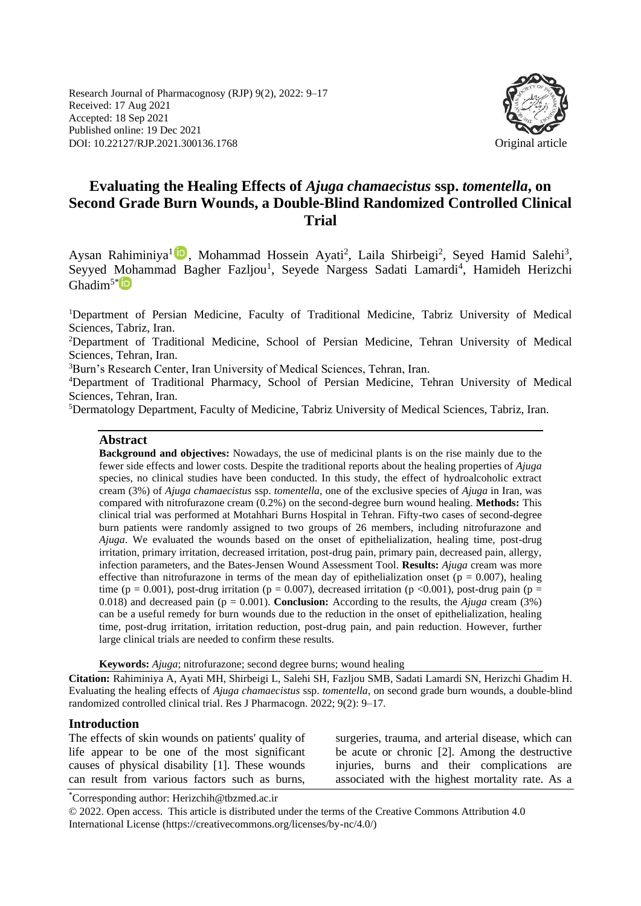Research Journal of Pharmacognosy (RJP) 9(2), 2022: 9–17
Received: 17 Aug 2021
Accepted: 18 Sep 2021
Published online: 19 Dec 2021
DOI: 10.22127/RJP.2021.300136.1768

Original article

# Evaluating the Healing Effects of *Ajuga chamaecistus* ssp. *tomentella*, on Second Grade Burn Wounds, a Double-Blind Randomized Controlled Clinical Trial

Aysan Rahiminiya[1], Mohammad Hossein Ayati[2], Laila Shirbeigi[2], Seyed Hamid Salehi[3], Seyyed Mohammad Bagher Fazljou[1], Seyede Nargess Sadati Lamardi[4], Hamideh Herizchi Ghadim[5*]

[1]Department of Persian Medicine, Faculty of Traditional Medicine, Tabriz University of Medical Sciences, Tabriz, Iran.

[2]Department of Traditional Medicine, School of Persian Medicine, Tehran University of Medical Sciences, Tehran, Iran.

[3]Burn's Research Center, Iran University of Medical Sciences, Tehran, Iran.

[4]Department of Traditional Pharmacy, School of Persian Medicine, Tehran University of Medical Sciences, Tehran, Iran.

[5]Dermatology Department, Faculty of Medicine, Tabriz University of Medical Sciences, Tabriz, Iran.

## Abstract

**Background and objectives:** Nowadays, the use of medicinal plants is on the rise mainly due to the fewer side effects and lower costs. Despite the traditional reports about the healing properties of *Ajuga* species, no clinical studies have been conducted. In this study, the effect of hydroalcoholic extract cream (3%) of *Ajuga chamaecistus* ssp. *tomentella,* one of the exclusive species of *Ajuga* in Iran, was compared with nitrofurazone cream (0.2%) on the second-degree burn wound healing. **Methods:** This clinical trial was performed at Motahhari Burns Hospital in Tehran. Fifty-two cases of second-degree burn patients were randomly assigned to two groups of 26 members, including nitrofurazone and *Ajuga*. We evaluated the wounds based on the onset of epithelialization, healing time, post-drug irritation, primary irritation, decreased irritation, post-drug pain, primary pain, decreased pain, allergy, infection parameters, and the Bates-Jensen Wound Assessment Tool. **Results:** *Ajuga* cream was more effective than nitrofurazone in terms of the mean day of epithelialization onset ($p = 0.007$), healing time ($p = 0.001$), post-drug irritation ($p = 0.007$), decreased irritation ($p < 0.001$), post-drug pain ($p = 0.018$) and decreased pain ($p = 0.001$). **Conclusion:** According to the results, the *Ajuga* cream (3%) can be a useful remedy for burn wounds due to the reduction in the onset of epithelialization, healing time, post-drug irritation, irritation reduction, post-drug pain, and pain reduction. However, further large clinical trials are needed to confirm these results.

**Keywords:** *Ajuga*; nitrofurazone; second degree burns; wound healing

**Citation:** Rahiminiya A, Ayati MH, Shirbeigi L, Salehi SH, Fazljou SMB, Sadati Lamardi SN, Herizchi Ghadim H. Evaluating the healing effects of *Ajuga chamaecistus* ssp. *tomentella*, on second grade burn wounds, a double-blind randomized controlled clinical trial. Res J Pharmacogn. 2022; 9(2): 9–17.

## Introduction

The effects of skin wounds on patients' quality of life appear to be one of the most significant causes of physical disability [1]. These wounds can result from various factors such as burns, surgeries, trauma, and arterial disease, which can be acute or chronic [2]. Among the destructive injuries, burns and their complications are associated with the highest mortality rate. As a

*Corresponding author: Herizchih@tbzmed.ac.ir

© 2022. Open access. This article is distributed under the terms of the Creative Commons Attribution 4.0 International License (https://creativecommons.org/licenses/by-nc/4.0/)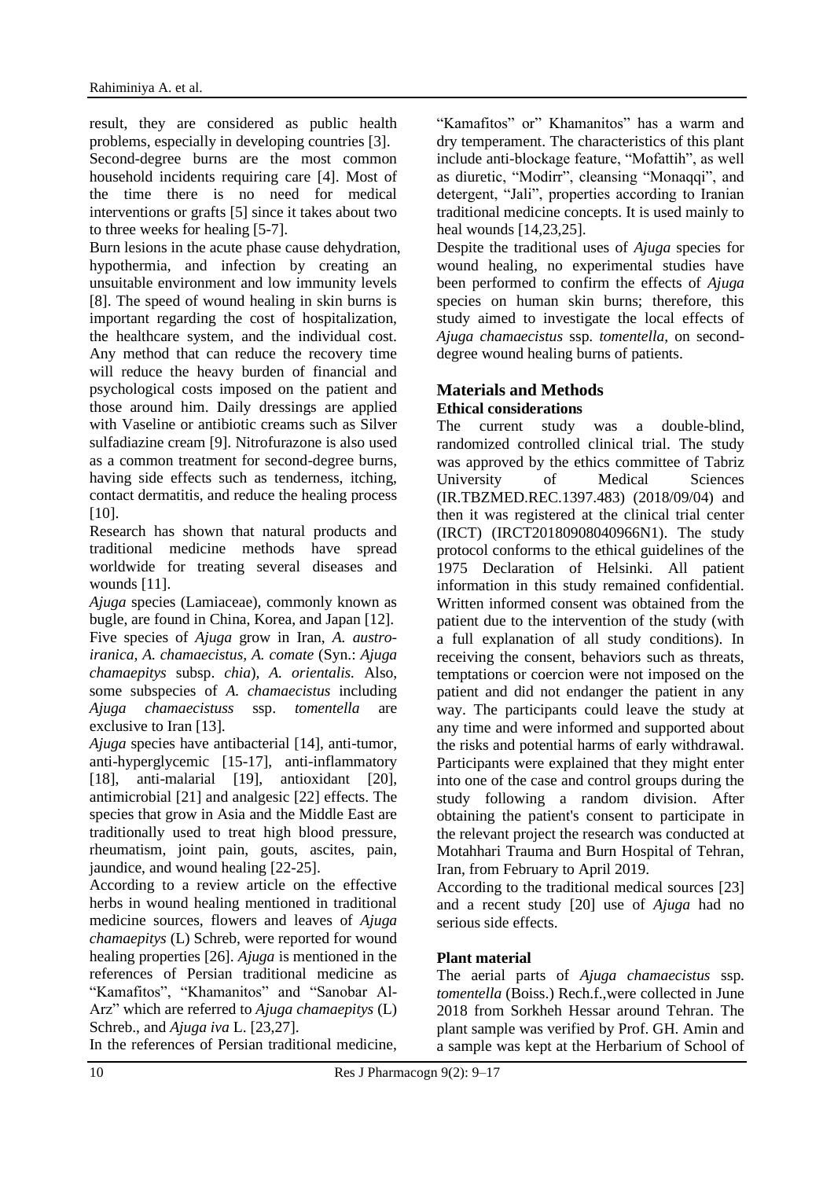result, they are considered as public health problems, especially in developing countries [3]. Second-degree burns are the most common household incidents requiring care [4]. Most of the time there is no need for medical interventions or grafts [5] since it takes about two to three weeks for healing [5-7].

Burn lesions in the acute phase cause dehydration, hypothermia, and infection by creating an unsuitable environment and low immunity levels [8]. The speed of wound healing in skin burns is important regarding the cost of hospitalization, the healthcare system, and the individual cost. Any method that can reduce the recovery time will reduce the heavy burden of financial and psychological costs imposed on the patient and those around him. Daily dressings are applied with Vaseline or antibiotic creams such as Silver sulfadiazine cream [9]. Nitrofurazone is also used as a common treatment for second-degree burns, having side effects such as tenderness, itching, contact dermatitis, and reduce the healing process [10].

Research has shown that natural products and traditional medicine methods have spread worldwide for treating several diseases and wounds [11].

*Ajuga* species (Lamiaceae), commonly known as bugle, are found in China, Korea, and Japan [12]. Five species of *Ajuga* grow in Iran, *A. austro-iranica, A. chamaecistus, A. comate* (Syn.: *Ajuga chamaepitys* subsp. *chia*), *A. orientalis.* Also, some subspecies of *A. chamaecistus* including *Ajuga chamaecistuss* ssp. *tomentella* are exclusive to Iran [13].

*Ajuga* species have antibacterial [14], anti-tumor, anti-hyperglycemic [15-17], anti-inflammatory [18], anti-malarial [19], antioxidant [20], antimicrobial [21] and analgesic [22] effects. The species that grow in Asia and the Middle East are traditionally used to treat high blood pressure, rheumatism, joint pain, gouts, ascites, pain, jaundice, and wound healing [22-25].

According to a review article on the effective herbs in wound healing mentioned in traditional medicine sources, flowers and leaves of *Ajuga chamaepitys* (L) Schreb, were reported for wound healing properties [26]. *Ajuga* is mentioned in the references of Persian traditional medicine as "Kamafitos", "Khamanitos" and "Sanobar Al-Arz" which are referred to *Ajuga chamaepitys* (L) Schreb., and *Ajuga iva* L. [23,27].

In the references of Persian traditional medicine, "Kamafitos" or" Khamanitos" has a warm and dry temperament. The characteristics of this plant include anti-blockage feature, "Mofattih", as well as diuretic, "Modirr", cleansing "Monaqqi", and detergent, "Jali", properties according to Iranian traditional medicine concepts. It is used mainly to heal wounds [14,23,25].

Despite the traditional uses of *Ajuga* species for wound healing, no experimental studies have been performed to confirm the effects of *Ajuga* species on human skin burns; therefore, this study aimed to investigate the local effects of *Ajuga chamaecistus* ssp. *tomentella*, on second-degree wound healing burns of patients.

## Materials and Methods

### Ethical considerations

The current study was a double-blind, randomized controlled clinical trial. The study was approved by the ethics committee of Tabriz University of Medical Sciences (IR.TBZMED.REC.1397.483) (2018/09/04) and then it was registered at the clinical trial center (IRCT) (IRCT20180908040966N1). The study protocol conforms to the ethical guidelines of the 1975 Declaration of Helsinki. All patient information in this study remained confidential. Written informed consent was obtained from the patient due to the intervention of the study (with a full explanation of all study conditions). In receiving the consent, behaviors such as threats, temptations or coercion were not imposed on the patient and did not endanger the patient in any way. The participants could leave the study at any time and were informed and supported about the risks and potential harms of early withdrawal. Participants were explained that they might enter into one of the case and control groups during the study following a random division. After obtaining the patient's consent to participate in the relevant project the research was conducted at Motahhari Trauma and Burn Hospital of Tehran, Iran, from February to April 2019.

According to the traditional medical sources [23] and a recent study [20] use of *Ajuga* had no serious side effects.

### Plant material

The aerial parts of *Ajuga chamaecistus* ssp. *tomentella* (Boiss.) Rech.f.,were collected in June 2018 from Sorkheh Hessar around Tehran. The plant sample was verified by Prof. GH. Amin and a sample was kept at the Herbarium of School of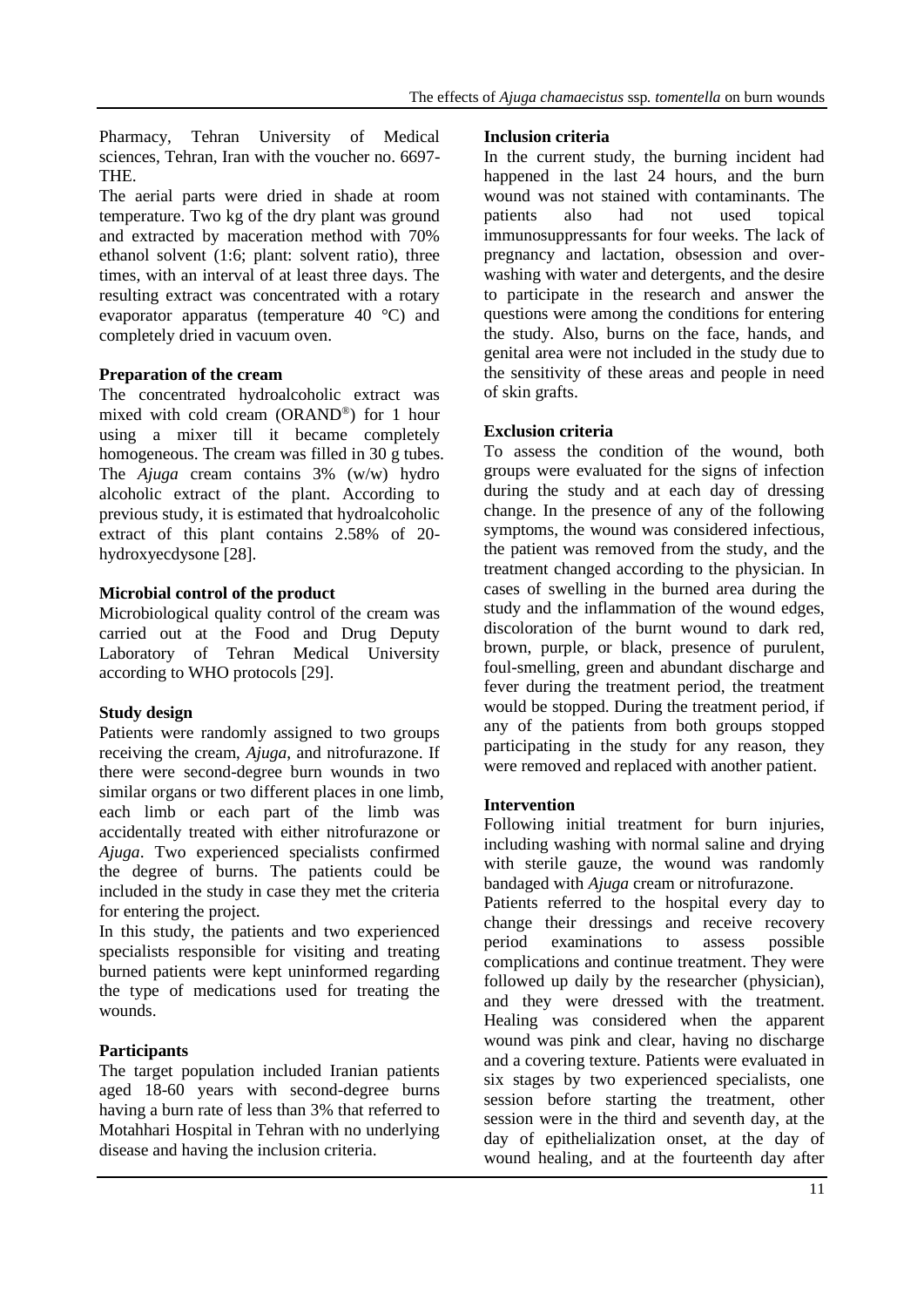Pharmacy, Tehran University of Medical sciences, Tehran, Iran with the voucher no. 6697-THE.

The aerial parts were dried in shade at room temperature. Two kg of the dry plant was ground and extracted by maceration method with 70% ethanol solvent (1:6; plant: solvent ratio), three times, with an interval of at least three days. The resulting extract was concentrated with a rotary evaporator apparatus (temperature 40 °C) and completely dried in vacuum oven.

**Preparation of the cream**

The concentrated hydroalcoholic extract was mixed with cold cream (ORAND®) for 1 hour using a mixer till it became completely homogeneous. The cream was filled in 30 g tubes. The *Ajuga* cream contains 3% (w/w) hydro alcoholic extract of the plant. According to previous study, it is estimated that hydroalcoholic extract of this plant contains 2.58% of 20-hydroxyecdysone [28].

**Microbial control of the product**

Microbiological quality control of the cream was carried out at the Food and Drug Deputy Laboratory of Tehran Medical University according to WHO protocols [29].

**Study design**

Patients were randomly assigned to two groups receiving the cream, *Ajuga*, and nitrofurazone. If there were second-degree burn wounds in two similar organs or two different places in one limb, each limb or each part of the limb was accidentally treated with either nitrofurazone or *Ajuga*. Two experienced specialists confirmed the degree of burns. The patients could be included in the study in case they met the criteria for entering the project.

In this study, the patients and two experienced specialists responsible for visiting and treating burned patients were kept uninformed regarding the type of medications used for treating the wounds.

**Participants**

The target population included Iranian patients aged 18-60 years with second-degree burns having a burn rate of less than 3% that referred to Motahhari Hospital in Tehran with no underlying disease and having the inclusion criteria.

**Inclusion criteria**

In the current study, the burning incident had happened in the last 24 hours, and the burn wound was not stained with contaminants. The patients also had not used topical immunosuppressants for four weeks. The lack of pregnancy and lactation, obsession and over-washing with water and detergents, and the desire to participate in the research and answer the questions were among the conditions for entering the study. Also, burns on the face, hands, and genital area were not included in the study due to the sensitivity of these areas and people in need of skin grafts.

**Exclusion criteria**

To assess the condition of the wound, both groups were evaluated for the signs of infection during the study and at each day of dressing change. In the presence of any of the following symptoms, the wound was considered infectious, the patient was removed from the study, and the treatment changed according to the physician. In cases of swelling in the burned area during the study and the inflammation of the wound edges, discoloration of the burnt wound to dark red, brown, purple, or black, presence of purulent, foul-smelling, green and abundant discharge and fever during the treatment period, the treatment would be stopped. During the treatment period, if any of the patients from both groups stopped participating in the study for any reason, they were removed and replaced with another patient.

**Intervention**

Following initial treatment for burn injuries, including washing with normal saline and drying with sterile gauze, the wound was randomly bandaged with *Ajuga* cream or nitrofurazone.

Patients referred to the hospital every day to change their dressings and receive recovery period examinations to assess possible complications and continue treatment. They were followed up daily by the researcher (physician), and they were dressed with the treatment. Healing was considered when the apparent wound was pink and clear, having no discharge and a covering texture. Patients were evaluated in six stages by two experienced specialists, one session before starting the treatment, other session were in the third and seventh day, at the day of epithelialization onset, at the day of wound healing, and at the fourteenth day after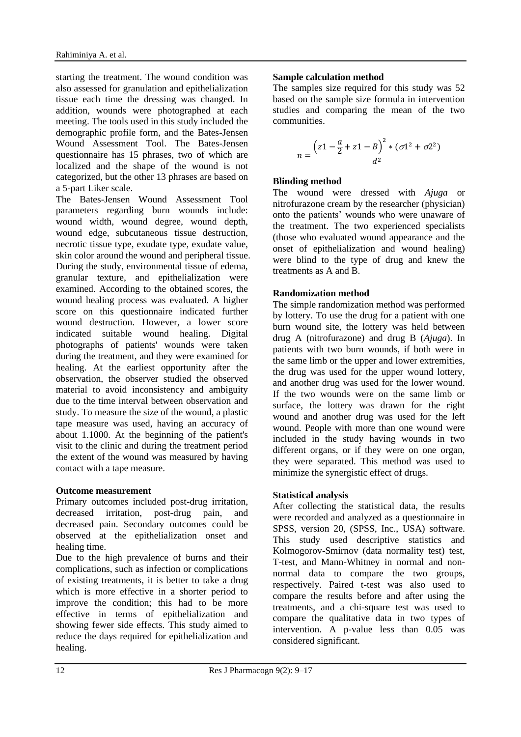starting the treatment. The wound condition was also assessed for granulation and epithelialization tissue each time the dressing was changed. In addition, wounds were photographed at each meeting. The tools used in this study included the demographic profile form, and the Bates-Jensen Wound Assessment Tool. The Bates-Jensen questionnaire has 15 phrases, two of which are localized and the shape of the wound is not categorized, but the other 13 phrases are based on a 5-part Liker scale.

The Bates-Jensen Wound Assessment Tool parameters regarding burn wounds include: wound width, wound degree, wound depth, wound edge, subcutaneous tissue destruction, necrotic tissue type, exudate type, exudate value, skin color around the wound and peripheral tissue. During the study, environmental tissue of edema, granular texture, and epithelialization were examined. According to the obtained scores, the wound healing process was evaluated. A higher score on this questionnaire indicated further wound destruction. However, a lower score indicated suitable wound healing. Digital photographs of patients' wounds were taken during the treatment, and they were examined for healing. At the earliest opportunity after the observation, the observer studied the observed material to avoid inconsistency and ambiguity due to the time interval between observation and study. To measure the size of the wound, a plastic tape measure was used, having an accuracy of about 1.1000. At the beginning of the patient's visit to the clinic and during the treatment period the extent of the wound was measured by having contact with a tape measure.

**Outcome measurement**

Primary outcomes included post-drug irritation, decreased irritation, post-drug pain, and decreased pain. Secondary outcomes could be observed at the epithelialization onset and healing time.

Due to the high prevalence of burns and their complications, such as infection or complications of existing treatments, it is better to take a drug which is more effective in a shorter period to improve the condition; this had to be more effective in terms of epithelialization and showing fewer side effects. This study aimed to reduce the days required for epithelialization and healing.

**Sample calculation method**

The samples size required for this study was 52 based on the sample size formula in intervention studies and comparing the mean of the two communities.

$$n = \frac{\left(z1 - \frac{a}{2} + z1 - B\right)^2 * (\sigma1^2 + \sigma2^2)}{d^2}$$

**Blinding method**

The wound were dressed with *Ajuga* or nitrofurazone cream by the researcher (physician) onto the patients' wounds who were unaware of the treatment. The two experienced specialists (those who evaluated wound appearance and the onset of epithelialization and wound healing) were blind to the type of drug and knew the treatments as A and B.

**Randomization method**

The simple randomization method was performed by lottery. To use the drug for a patient with one burn wound site, the lottery was held between drug A (nitrofurazone) and drug B (*Ajuga*). In patients with two burn wounds, if both were in the same limb or the upper and lower extremities, the drug was used for the upper wound lottery, and another drug was used for the lower wound. If the two wounds were on the same limb or surface, the lottery was drawn for the right wound and another drug was used for the left wound. People with more than one wound were included in the study having wounds in two different organs, or if they were on one organ, they were separated. This method was used to minimize the synergistic effect of drugs.

**Statistical analysis**

After collecting the statistical data, the results were recorded and analyzed as a questionnaire in SPSS, version 20, (SPSS, Inc., USA) software. This study used descriptive statistics and Kolmogorov-Smirnov (data normality test) test, T-test, and Mann-Whitney in normal and non-normal data to compare the two groups, respectively. Paired t-test was also used to compare the results before and after using the treatments, and a chi-square test was used to compare the qualitative data in two types of intervention. A p-value less than 0.05 was considered significant.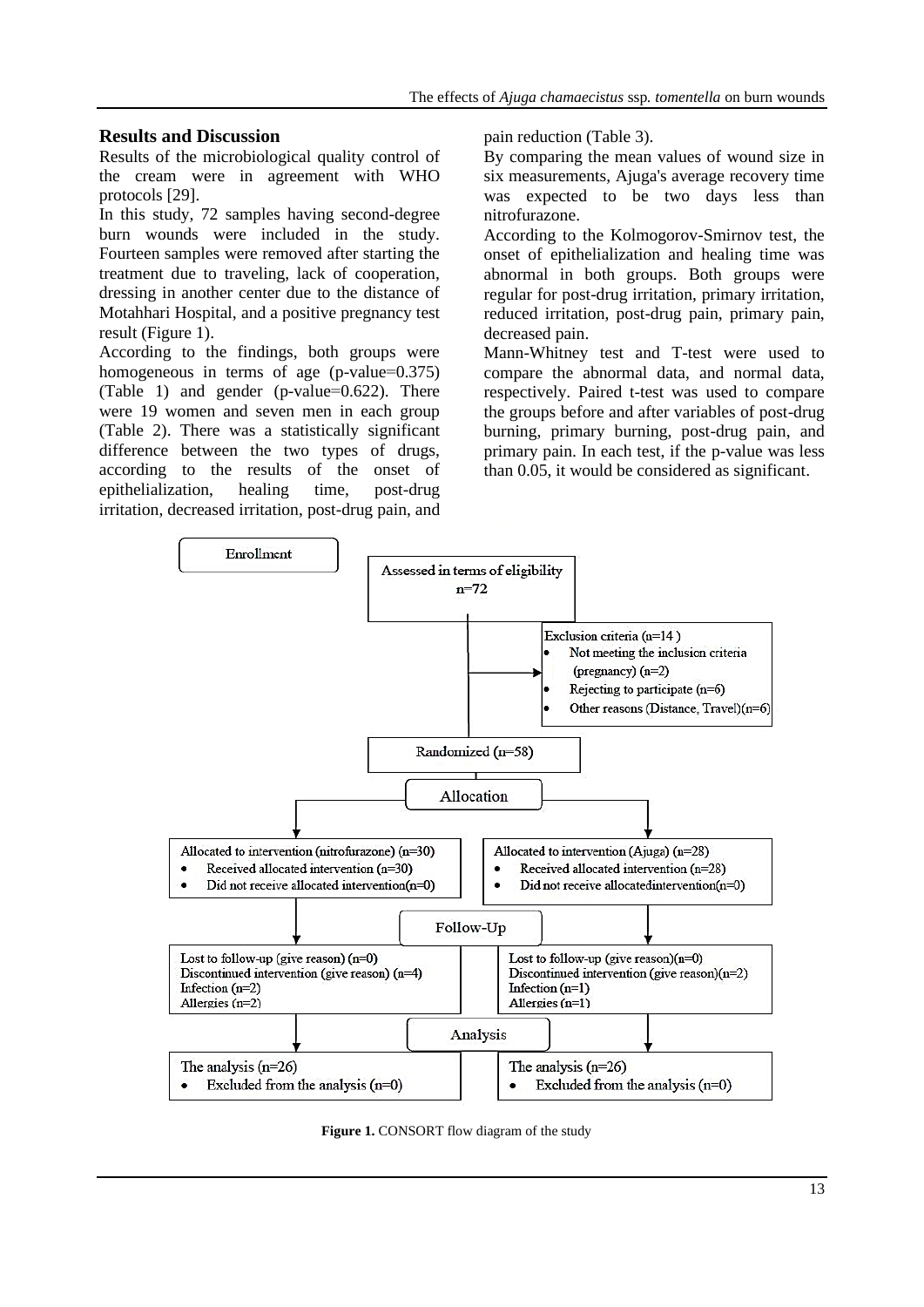## Results and Discussion

Results of the microbiological quality control of the cream were in agreement with WHO protocols [29].

In this study, 72 samples having second-degree burn wounds were included in the study. Fourteen samples were removed after starting the treatment due to traveling, lack of cooperation, dressing in another center due to the distance of Motahhari Hospital, and a positive pregnancy test result (Figure 1).

According to the findings, both groups were homogeneous in terms of age (p-value=0.375) (Table 1) and gender (p-value=0.622). There were 19 women and seven men in each group (Table 2). There was a statistically significant difference between the two types of drugs, according to the results of the onset of epithelialization, healing time, post-drug irritation, decreased irritation, post-drug pain, and pain reduction (Table 3).

By comparing the mean values of wound size in six measurements, Ajuga's average recovery time was expected to be two days less than nitrofurazone.

According to the Kolmogorov-Smirnov test, the onset of epithelialization and healing time was abnormal in both groups. Both groups were regular for post-drug irritation, primary irritation, reduced irritation, post-drug pain, primary pain, decreased pain.

Mann-Whitney test and T-test were used to compare the abnormal data, and normal data, respectively. Paired t-test was used to compare the groups before and after variables of post-drug burning, primary burning, post-drug pain, and primary pain. In each test, if the p-value was less than 0.05, it would be considered as significant.

**Enrollment**

Assessed in terms of eligibility n=72

Exclusion criteria (n=14)
- Not meeting the inclusion criteria (pregnancy) (n=2)
- Rejecting to participate (n=6)
- Other reasons (Distance, Travel)(n=6)

Randomized (n=58)

**Allocation**

| Allocated to intervention (nitrofurazone) (n=30) | Allocated to intervention (Ajuga) (n=28) |
| --- | --- |
| • Received allocated intervention (n=30) | • Received allocated intervention (n=28) |
| • Did not receive allocated intervention(n=0) | • Did not receive allocatedintervention(n=0) |

**Follow-Up**

| Nitrofurazone | Ajuga |
| --- | --- |
| Lost to follow-up (give reason) (n=0) | Lost to follow-up (give reason)(n=0) |
| Discontinued intervention (give reason) (n=4) | Discontinued intervention (give reason)(n=2) |
| Infection (n=2) | Infection (n=1) |
| Allergies (n=2) | Allergies (n=1) |

**Analysis**

| Nitrofurazone | Ajuga |
| --- | --- |
| The analysis (n=26) | The analysis (n=26) |
| • Excluded from the analysis (n=0) | • Excluded from the analysis (n=0) |

**Figure 1.** CONSORT flow diagram of the study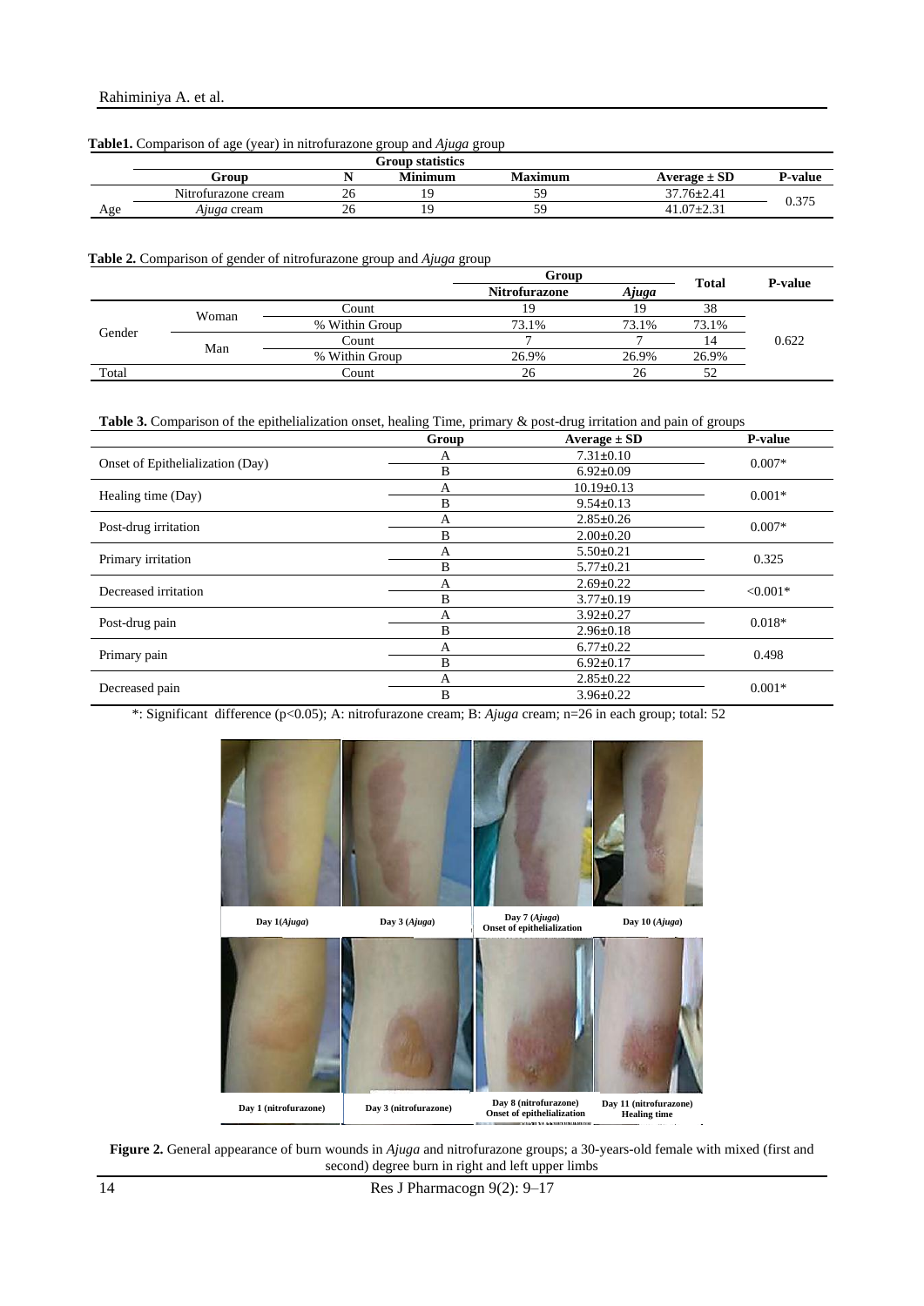**Table1.** Comparison of age (year) in nitrofurazone group and *Ajuga* group

| | Group statistics | | | | | |
|---|---|---|---|---|---|---|
| | **Group** | **N** | **Minimum** | **Maximum** | **Average ± SD** | **P-value** |
| Age | Nitrofurazone cream | 26 | 19 | 59 | 37.76±2.41 | 0.375 |
| | *Ajuga* cream | 26 | 19 | 59 | 41.07±2.31 | |

**Table 2.** Comparison of gender of nitrofurazone group and *Ajuga* group

| | | | **Group** | | **Total** | **P-value** |
|---|---|---|---|---|---|---|
| | | | **Nitrofurazone** | ***Ajuga*** | | |
| Gender | Woman | Count | 19 | 19 | 38 | 0.622 |
| | | % Within Group | 73.1% | 73.1% | 73.1% | |
| | Man | Count | 7 | 7 | 14 | |
| | | % Within Group | 26.9% | 26.9% | 26.9% | |
| Total | | Count | 26 | 26 | 52 | |

**Table 3.** Comparison of the epithelialization onset, healing Time, primary & post-drug irritation and pain of groups

| | **Group** | **Average ± SD** | **P-value** |
|---|---|---|---|
| Onset of Epithelialization (Day) | A | 7.31±0.10 | 0.007* |
| | B | 6.92±0.09 | |
| Healing time (Day) | A | 10.19±0.13 | 0.001* |
| | B | 9.54±0.13 | |
| Post-drug irritation | A | 2.85±0.26 | 0.007* |
| | B | 2.00±0.20 | |
| Primary irritation | A | 5.50±0.21 | 0.325 |
| | B | 5.77±0.21 | |
| Decreased irritation | A | 2.69±0.22 | <0.001* |
| | B | 3.77±0.19 | |
| Post-drug pain | A | 3.92±0.27 | 0.018* |
| | B | 2.96±0.18 | |
| Primary pain | A | 6.77±0.22 | 0.498 |
| | B | 6.92±0.17 | |
| Decreased pain | A | 2.85±0.22 | 0.001* |
| | B | 3.96±0.22 | |

*: Significant difference ($p<0.05$); A: nitrofurazone cream; B: *Ajuga* cream; n=26 in each group; total: 52

Day 1(*Ajuga*) | Day 3 (*Ajuga*) | Day 7 (*Ajuga*) Onset of epithelialization | Day 10 (*Ajuga*)

Day 1 (nitrofurazone) | Day 3 (nitrofurazone) | Day 8 (nitrofurazone) Onset of epithelialization | Day 11 (nitrofurazone) Healing time

**Figure 2.** General appearance of burn wounds in *Ajuga* and nitrofurazone groups; a 30-years-old female with mixed (first and second) degree burn in right and left upper limbs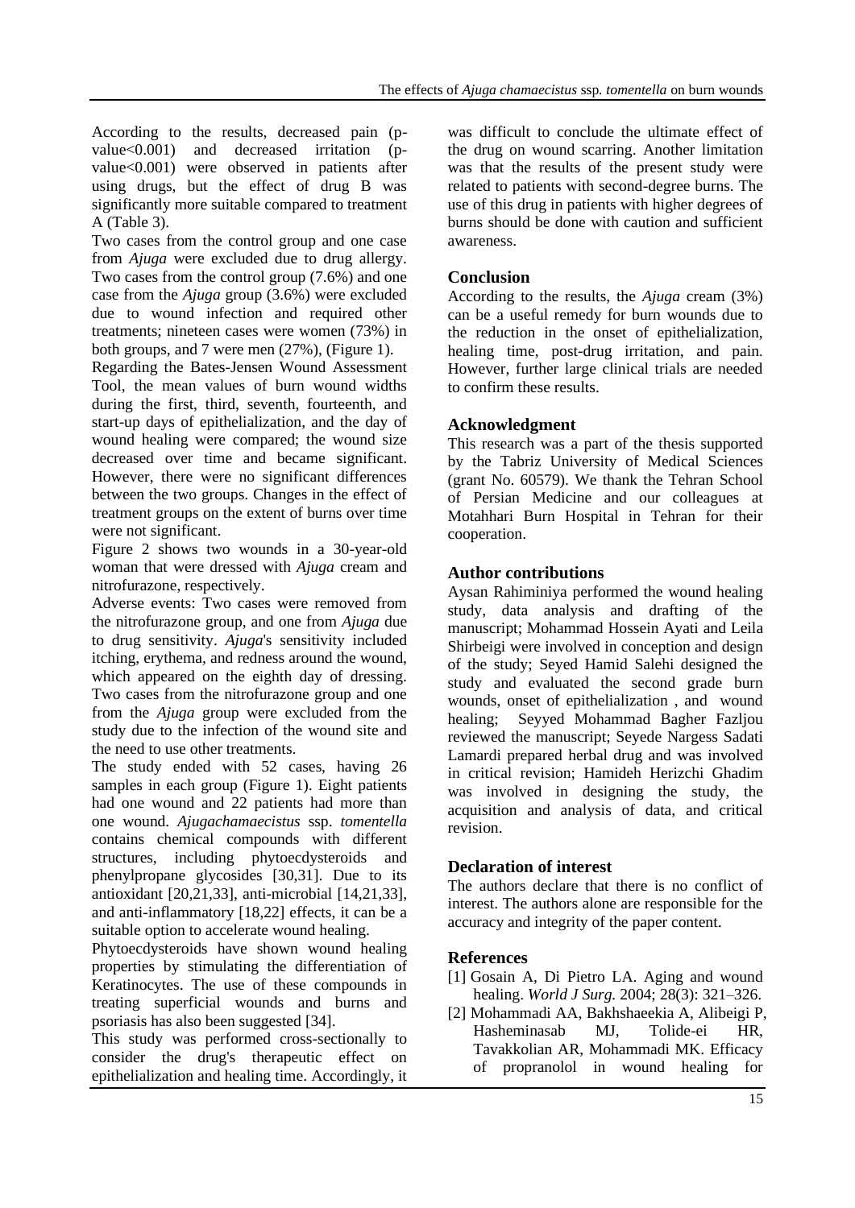According to the results, decreased pain (p-value<0.001) and decreased irritation (p-value<0.001) were observed in patients after using drugs, but the effect of drug B was significantly more suitable compared to treatment A (Table 3).

Two cases from the control group and one case from *Ajuga* were excluded due to drug allergy. Two cases from the control group (7.6%) and one case from the *Ajuga* group (3.6%) were excluded due to wound infection and required other treatments; nineteen cases were women (73%) in both groups, and 7 were men (27%), (Figure 1).

Regarding the Bates-Jensen Wound Assessment Tool, the mean values of burn wound widths during the first, third, seventh, fourteenth, and start-up days of epithelialization, and the day of wound healing were compared; the wound size decreased over time and became significant. However, there were no significant differences between the two groups. Changes in the effect of treatment groups on the extent of burns over time were not significant.

Figure 2 shows two wounds in a 30-year-old woman that were dressed with *Ajuga* cream and nitrofurazone, respectively.

Adverse events: Two cases were removed from the nitrofurazone group, and one from *Ajuga* due to drug sensitivity. *Ajuga*'s sensitivity included itching, erythema, and redness around the wound, which appeared on the eighth day of dressing. Two cases from the nitrofurazone group and one from the *Ajuga* group were excluded from the study due to the infection of the wound site and the need to use other treatments.

The study ended with 52 cases, having 26 samples in each group (Figure 1). Eight patients had one wound and 22 patients had more than one wound. *Ajugachamaecistus* ssp. *tomentella* contains chemical compounds with different structures, including phytoecdysteroids and phenylpropane glycosides [30,31]. Due to its antioxidant [20,21,33], anti-microbial [14,21,33], and anti-inflammatory [18,22] effects, it can be a suitable option to accelerate wound healing.

Phytoecdysteroids have shown wound healing properties by stimulating the differentiation of Keratinocytes. The use of these compounds in treating superficial wounds and burns and psoriasis has also been suggested [34].

This study was performed cross-sectionally to consider the drug's therapeutic effect on epithelialization and healing time. Accordingly, it was difficult to conclude the ultimate effect of the drug on wound scarring. Another limitation was that the results of the present study were related to patients with second-degree burns. The use of this drug in patients with higher degrees of burns should be done with caution and sufficient awareness.

## Conclusion

According to the results, the *Ajuga* cream (3%) can be a useful remedy for burn wounds due to the reduction in the onset of epithelialization, healing time, post-drug irritation, and pain. However, further large clinical trials are needed to confirm these results.

## Acknowledgment

This research was a part of the thesis supported by the Tabriz University of Medical Sciences (grant No. 60579). We thank the Tehran School of Persian Medicine and our colleagues at Motahhari Burn Hospital in Tehran for their cooperation.

## Author contributions

Aysan Rahiminiya performed the wound healing study, data analysis and drafting of the manuscript; Mohammad Hossein Ayati and Leila Shirbeigi were involved in conception and design of the study; Seyed Hamid Salehi designed the study and evaluated the second grade burn wounds, onset of epithelialization , and wound healing; Seyyed Mohammad Bagher Fazljou reviewed the manuscript; Seyede Nargess Sadati Lamardi prepared herbal drug and was involved in critical revision; Hamideh Herizchi Ghadim was involved in designing the study, the acquisition and analysis of data, and critical revision.

## Declaration of interest

The authors declare that there is no conflict of interest. The authors alone are responsible for the accuracy and integrity of the paper content.

## References

[1] Gosain A, Di Pietro LA. Aging and wound healing. *World J Surg.* 2004; 28(3): 321–326.

[2] Mohammadi AA, Bakhshaeekia A, Alibeigi P, Hasheminasab MJ, Tolide-ei HR, Tavakkolian AR, Mohammadi MK. Efficacy of propranolol in wound healing for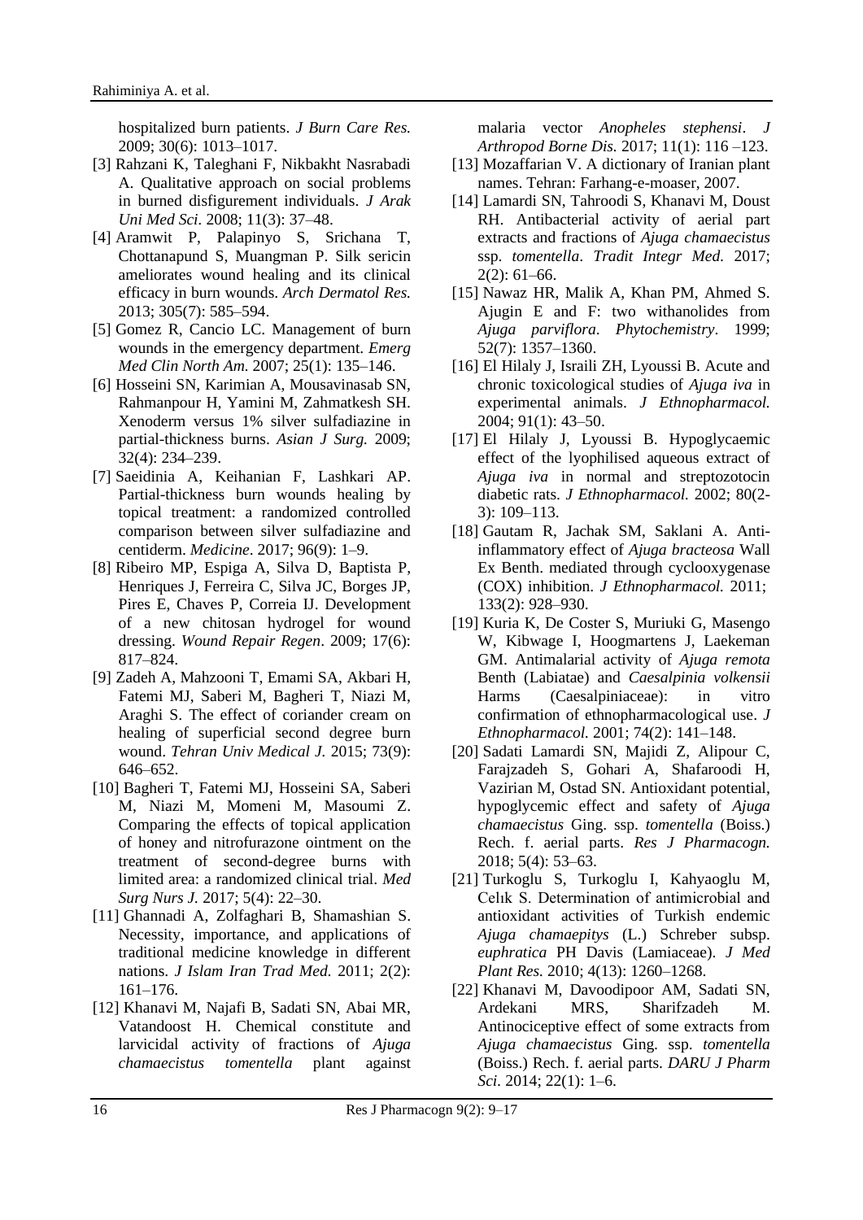hospitalized burn patients. *J Burn Care Res.* 2009; 30(6): 1013–1017.

[3] Rahzani K, Taleghani F, Nikbakht Nasrabadi A. Qualitative approach on social problems in burned disfigurement individuals. *J Arak Uni Med Sci*. 2008; 11(3): 37–48.

[4] Aramwit P, Palapinyo S, Srichana T, Chottanapund S, Muangman P. Silk sericin ameliorates wound healing and its clinical efficacy in burn wounds. *Arch Dermatol Res.* 2013; 305(7): 585–594.

[5] Gomez R, Cancio LC. Management of burn wounds in the emergency department. *Emerg Med Clin North Am.* 2007; 25(1): 135–146.

[6] Hosseini SN, Karimian A, Mousavinasab SN, Rahmanpour H, Yamini M, Zahmatkesh SH. Xenoderm versus 1% silver sulfadiazine in partial-thickness burns. *Asian J Surg.* 2009; 32(4): 234–239.

[7] Saeidinia A, Keihanian F, Lashkari AP. Partial-thickness burn wounds healing by topical treatment: a randomized controlled comparison between silver sulfadiazine and centiderm. *Medicine*. 2017; 96(9): 1–9.

[8] Ribeiro MP, Espiga A, Silva D, Baptista P, Henriques J, Ferreira C, Silva JC, Borges JP, Pires E, Chaves P, Correia IJ. Development of a new chitosan hydrogel for wound dressing. *Wound Repair Regen*. 2009; 17(6): 817–824.

[9] Zadeh A, Mahzooni T, Emami SA, Akbari H, Fatemi MJ, Saberi M, Bagheri T, Niazi M, Araghi S. The effect of coriander cream on healing of superficial second degree burn wound. *Tehran Univ Medical J.* 2015; 73(9): 646–652.

[10] Bagheri T, Fatemi MJ, Hosseini SA, Saberi M, Niazi M, Momeni M, Masoumi Z. Comparing the effects of topical application of honey and nitrofurazone ointment on the treatment of second-degree burns with limited area: a randomized clinical trial. *Med Surg Nurs J.* 2017; 5(4): 22–30.

[11] Ghannadi A, Zolfaghari B, Shamashian S. Necessity, importance, and applications of traditional medicine knowledge in different nations. *J Islam Iran Trad Med.* 2011; 2(2): 161–176.

[12] Khanavi M, Najafi B, Sadati SN, Abai MR, Vatandoost H. Chemical constitute and larvicidal activity of fractions of *Ajuga chamaecistus tomentella* plant against malaria vector *Anopheles stephensi*. *J Arthropod Borne Dis.* 2017; 11(1): 116 –123.

[13] Mozaffarian V. A dictionary of Iranian plant names. Tehran: Farhang-e-moaser, 2007.

[14] Lamardi SN, Tahroodi S, Khanavi M, Doust RH. Antibacterial activity of aerial part extracts and fractions of *Ajuga chamaecistus* ssp. *tomentella*. *Tradit Integr Med.* 2017; 2(2): 61–66.

[15] Nawaz HR, Malik A, Khan PM, Ahmed S. Ajugin E and F: two withanolides from *Ajuga parviflora*. *Phytochemistry*. 1999; 52(7): 1357–1360.

[16] El Hilaly J, Israili ZH, Lyoussi B. Acute and chronic toxicological studies of *Ajuga iva* in experimental animals. *J Ethnopharmacol.* 2004; 91(1): 43–50.

[17] El Hilaly J, Lyoussi B. Hypoglycaemic effect of the lyophilised aqueous extract of *Ajuga iva* in normal and streptozotocin diabetic rats. *J Ethnopharmacol.* 2002; 80(2-3): 109–113.

[18] Gautam R, Jachak SM, Saklani A. Anti-inflammatory effect of *Ajuga bracteosa* Wall Ex Benth. mediated through cyclooxygenase (COX) inhibition. *J Ethnopharmacol.* 2011; 133(2): 928–930.

[19] Kuria K, De Coster S, Muriuki G, Masengo W, Kibwage I, Hoogmartens J, Laekeman GM. Antimalarial activity of *Ajuga remota* Benth (Labiatae) and *Caesalpinia volkensii* Harms (Caesalpiniaceae): in vitro confirmation of ethnopharmacological use. *J Ethnopharmacol.* 2001; 74(2): 141–148.

[20] Sadati Lamardi SN, Majidi Z, Alipour C, Farajzadeh S, Gohari A, Shafaroodi H, Vazirian M, Ostad SN. Antioxidant potential, hypoglycemic effect and safety of *Ajuga chamaecistus* Ging. ssp. *tomentella* (Boiss.) Rech. f. aerial parts. *Res J Pharmacogn.* 2018; 5(4): 53–63.

[21] Turkoglu S, Turkoglu I, Kahyaoglu M, Celık S. Determination of antimicrobial and antioxidant activities of Turkish endemic *Ajuga chamaepitys* (L.) Schreber subsp. *euphratica* PH Davis (Lamiaceae). *J Med Plant Res.* 2010; 4(13): 1260–1268.

[22] Khanavi M, Davoodipoor AM, Sadati SN, Ardekani MRS, Sharifzadeh M. Antinociceptive effect of some extracts from *Ajuga chamaecistus* Ging. ssp. *tomentella* (Boiss.) Rech. f. aerial parts. *DARU J Pharm Sci.* 2014; 22(1): 1–6.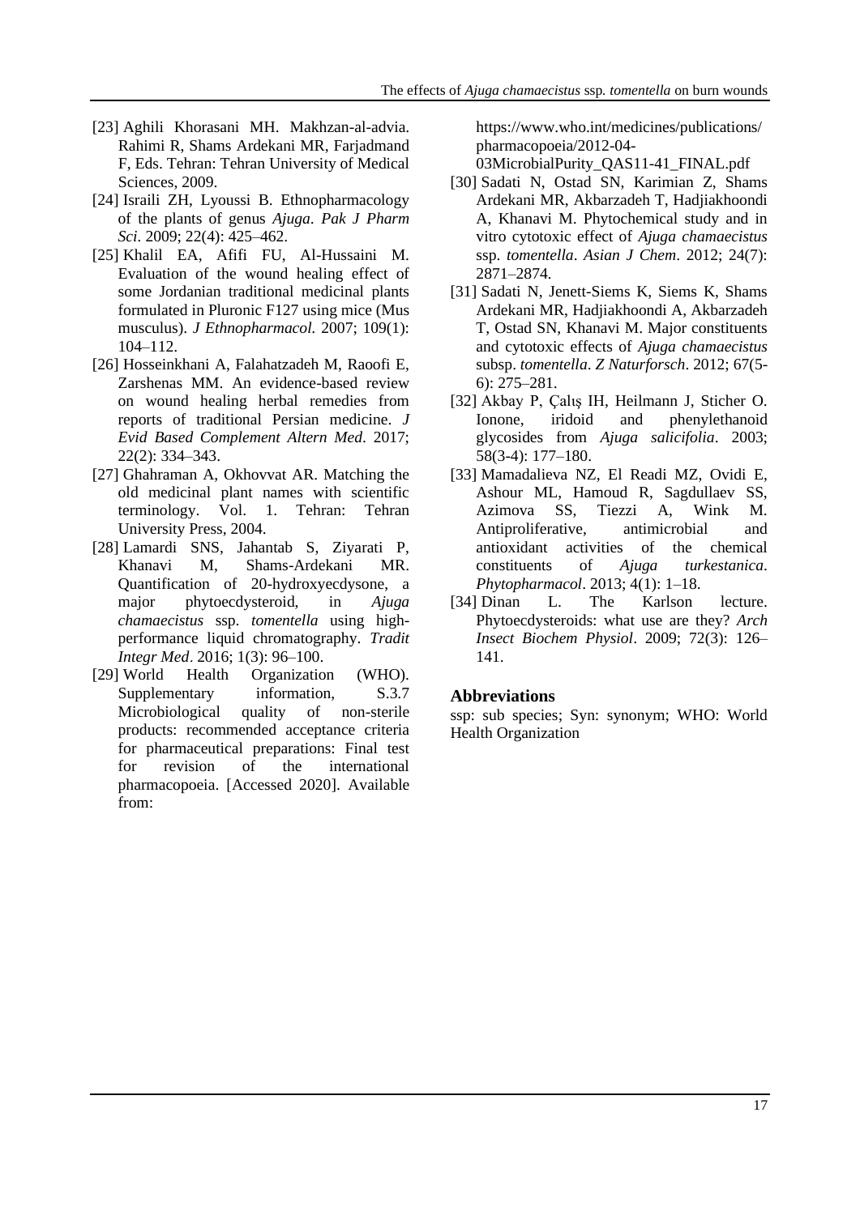[23] Aghili Khorasani MH. Makhzan-al-advia. Rahimi R, Shams Ardekani MR, Farjadmand F, Eds. Tehran: Tehran University of Medical Sciences, 2009.

[24] Israili ZH, Lyoussi B. Ethnopharmacology of the plants of genus *Ajuga*. *Pak J Pharm Sci*. 2009; 22(4): 425–462.

[25] Khalil EA, Afifi FU, Al-Hussaini M. Evaluation of the wound healing effect of some Jordanian traditional medicinal plants formulated in Pluronic F127 using mice (Mus musculus). *J Ethnopharmacol*. 2007; 109(1): 104–112.

[26] Hosseinkhani A, Falahatzadeh M, Raoofi E, Zarshenas MM. An evidence-based review on wound healing herbal remedies from reports of traditional Persian medicine. *J Evid Based Complement Altern Med*. 2017; 22(2): 334–343.

[27] Ghahraman A, Okhovvat AR. Matching the old medicinal plant names with scientific terminology. Vol. 1. Tehran: Tehran University Press, 2004.

[28] Lamardi SNS, Jahantab S, Ziyarati P, Khanavi M, Shams-Ardekani MR. Quantification of 20-hydroxyecdysone, a major phytoecdysteroid, in *Ajuga chamaecistus* ssp. *tomentella* using high-performance liquid chromatography. *Tradit Integr Med*. 2016; 1(3): 96–100.

[29] World Health Organization (WHO). Supplementary information, S.3.7 Microbiological quality of non-sterile products: recommended acceptance criteria for pharmaceutical preparations: Final test for revision of the international pharmacopoeia. [Accessed 2020]. Available from: https://www.who.int/medicines/publications/pharmacopoeia/2012-04-03MicrobialPurity_QAS11-41_FINAL.pdf

[30] Sadati N, Ostad SN, Karimian Z, Shams Ardekani MR, Akbarzadeh T, Hadjiakhoondi A, Khanavi M. Phytochemical study and in vitro cytotoxic effect of *Ajuga chamaecistus* ssp. *tomentella*. *Asian J Chem*. 2012; 24(7): 2871–2874.

[31] Sadati N, Jenett-Siems K, Siems K, Shams Ardekani MR, Hadjiakhoondi A, Akbarzadeh T, Ostad SN, Khanavi M. Major constituents and cytotoxic effects of *Ajuga chamaecistus* subsp. *tomentella*. *Z Naturforsch*. 2012; 67(5-6): 275–281.

[32] Akbay P, Çalış IH, Heilmann J, Sticher O. Ionone, iridoid and phenylethanoid glycosides from *Ajuga salicifolia*. 2003; 58(3-4): 177–180.

[33] Mamadalieva NZ, El Readi MZ, Ovidi E, Ashour ML, Hamoud R, Sagdullaev SS, Azimova SS, Tiezzi A, Wink M. Antiproliferative, antimicrobial and antioxidant activities of the chemical constituents of *Ajuga turkestanica*. *Phytopharmacol*. 2013; 4(1): 1–18.

[34] Dinan L. The Karlson lecture. Phytoecdysteroids: what use are they? *Arch Insect Biochem Physiol*. 2009; 72(3): 126–141.

## Abbreviations

ssp: sub species; Syn: synonym; WHO: World Health Organization